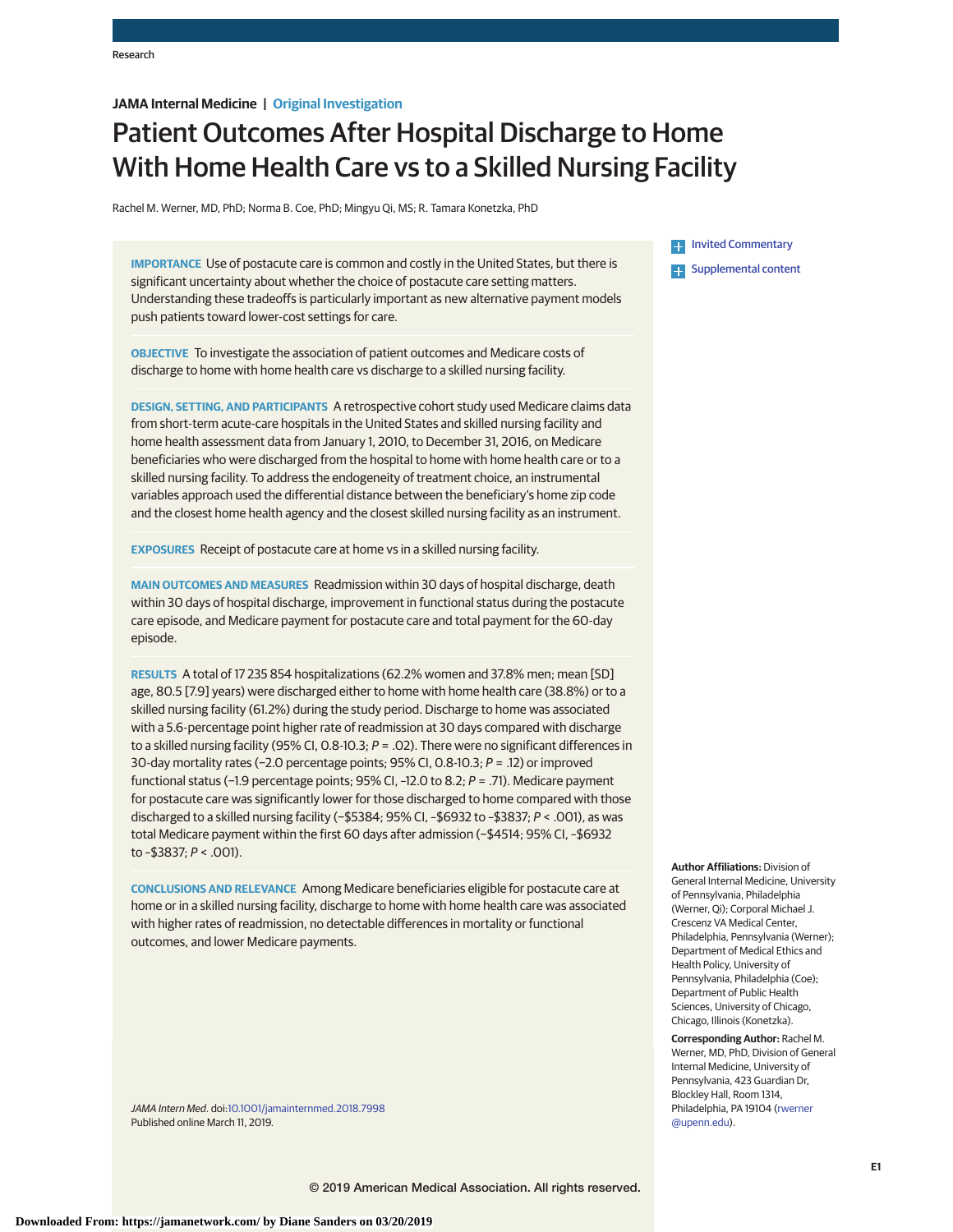Research

**JAMA Internal Medicine | Original Investigation**

# Patient Outcomes After Hospital Discharge to Home With Home Health Care vs to a Skilled Nursing Facility

Rachel M. Werner, MD, PhD; Norma B. Coe, PhD; Mingyu Qi, MS; R. Tamara Konetzka, PhD

**IMPORTANCE** Use of postacute care is common and costly in the United States, but there is significant uncertainty about whether the choice of postacute care setting matters. Understanding these tradeoffs is particularly important as new alternative payment models push patients toward lower-cost settings for care.

**OBJECTIVE** To investigate the association of patient outcomes and Medicare costs of discharge to home with home health care vs discharge to a skilled nursing facility.

**DESIGN, SETTING, AND PARTICIPANTS** A retrospective cohort study used Medicare claims data from short-term acute-care hospitals in the United States and skilled nursing facility and home health assessment data from January 1, 2010, to December 31, 2016, on Medicare beneficiaries who were discharged from the hospital to home with home health care or to a skilled nursing facility. To address the endogeneity of treatment choice, an instrumental variables approach used the differential distance between the beneficiary's home zip code and the closest home health agency and the closest skilled nursing facility as an instrument.

**EXPOSURES** Receipt of postacute care at home vs in a skilled nursing facility.

**MAIN OUTCOMES AND MEASURES** Readmission within 30 days of hospital discharge, death within 30 days of hospital discharge, improvement in functional status during the postacute care episode, and Medicare payment for postacute care and total payment for the 60-day episode.

**RESULTS** A total of 17 235 854 hospitalizations (62.2% women and 37.8% men; mean [SD] age, 80.5 [7.9] years) were discharged either to home with home health care (38.8%) or to a skilled nursing facility (61.2%) during the study period. Discharge to home was associated with a 5.6-percentage point higher rate of readmission at 30 days compared with discharge to a skilled nursing facility (95% CI, 0.8-10.3; *P* = .02). There were no significant differences in 30-day mortality rates (−2.0 percentage points; 95% CI, 0.8-10.3; *P* = .12) or improved functional status (−1.9 percentage points; 95% CI, −12.0 to 8.2; *P* = .71). Medicare payment for postacute care was significantly lower for those discharged to home compared with those discharged to a skilled nursing facility (−\$5384; 95% CI, −\$6932 to −\$3837; *P* < .001), as was total Medicare payment within the first 60 days after admission (−\$4514; 95% CI, −\$6932 to −\$3837; *P* < .001).

**CONCLUSIONS AND RELEVANCE** Among Medicare beneficiaries eligible for postacute care at home or in a skilled nursing facility, discharge to home with home health care was associated with higher rates of readmission, no detectable differences in mortality or functional outcomes, and lower Medicare payments.

*JAMA Intern Med.* doi:10.1001/jamainternmed.2018.7998
Published online March 11, 2019.

Invited Commentary

Supplemental content

**Author Affiliations:** Division of General Internal Medicine, University of Pennsylvania, Philadelphia (Werner, Qi); Corporal Michael J. Crescenz VA Medical Center, Philadelphia, Pennsylvania (Werner); Department of Medical Ethics and Health Policy, University of Pennsylvania, Philadelphia (Coe); Department of Public Health Sciences, University of Chicago, Chicago, Illinois (Konetzka).

**Corresponding Author:** Rachel M. Werner, MD, PhD, Division of General Internal Medicine, University of Pennsylvania, 423 Guardian Dr, Blockley Hall, Room 1314, Philadelphia, PA 19104 (rwerner@upenn.edu).

© 2019 American Medical Association. All rights reserved.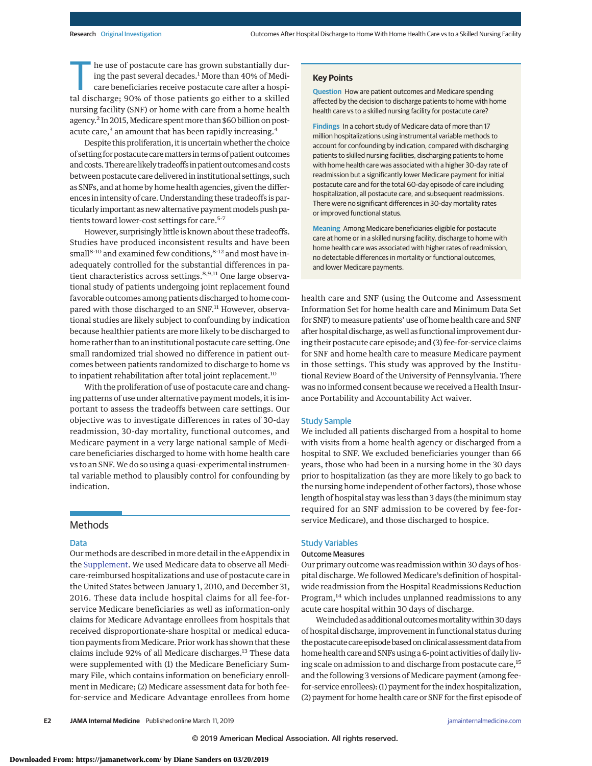The use of postacute care has grown substantially during the past several decades.[1] More than 40% of Medicare beneficiaries receive postacute care after a hospital discharge; 90% of those patients go either to a skilled nursing facility (SNF) or home with care from a home health agency.[2] In 2015, Medicare spent more than $60 billion on postacute care,[3] an amount that has been rapidly increasing.[4]

Despite this proliferation, it is uncertain whether the choice of setting for postacute care matters in terms of patient outcomes and costs. There are likely tradeoffs in patient outcomes and costs between postacute care delivered in institutional settings, such as SNFs, and at home by home health agencies, given the differences in intensity of care. Understanding these tradeoffs is particularly important as new alternative payment models push patients toward lower-cost settings for care.[5-7]

However, surprisingly little is known about these tradeoffs. Studies have produced inconsistent results and have been small[8-10] and examined few conditions,[8-12] and most have inadequately controlled for the substantial differences in patient characteristics across settings.[8,9,11] One large observational study of patients undergoing joint replacement found favorable outcomes among patients discharged to home compared with those discharged to an SNF.[11] However, observational studies are likely subject to confounding by indication because healthier patients are more likely to be discharged to home rather than to an institutional postacute care setting. One small randomized trial showed no difference in patient outcomes between patients randomized to discharge to home vs to inpatient rehabilitation after total joint replacement.[10]

With the proliferation of use of postacute care and changing patterns of use under alternative payment models, it is important to assess the tradeoffs between care settings. Our objective was to investigate differences in rates of 30-day readmission, 30-day mortality, functional outcomes, and Medicare payment in a very large national sample of Medicare beneficiaries discharged to home with home health care vs to an SNF. We do so using a quasi-experimental instrumental variable method to plausibly control for confounding by indication.

> **Key Points**
>
> **Question** How are patient outcomes and Medicare spending affected by the decision to discharge patients to home with home health care vs to a skilled nursing facility for postacute care?
>
> **Findings** In a cohort study of Medicare data of more than 17 million hospitalizations using instrumental variable methods to account for confounding by indication, compared with discharging patients to skilled nursing facilities, discharging patients to home with home health care was associated with a higher 30-day rate of readmission but a significantly lower Medicare payment for initial postacute care and for the total 60-day episode of care including hospitalization, all postacute care, and subsequent readmissions. There were no significant differences in 30-day mortality rates or improved functional status.
>
> **Meaning** Among Medicare beneficiaries eligible for postacute care at home or in a skilled nursing facility, discharge to home with home health care was associated with higher rates of readmission, no detectable differences in mortality or functional outcomes, and lower Medicare payments.

## Methods

### Data

Our methods are described in more detail in the eAppendix in the Supplement. We used Medicare data to observe all Medicare-reimbursed hospitalizations and use of postacute care in the United States between January 1, 2010, and December 31, 2016. These data include hospital claims for all fee-for-service Medicare beneficiaries as well as information-only claims for Medicare Advantage enrollees from hospitals that received disproportionate-share hospital or medical education payments from Medicare. Prior work has shown that these claims include 92% of all Medicare discharges.[13] These data were supplemented with (1) the Medicare Beneficiary Summary File, which contains information on beneficiary enrollment in Medicare; (2) Medicare assessment data for both fee-for-service and Medicare Advantage enrollees from home health care and SNF (using the Outcome and Assessment Information Set for home health care and Minimum Data Set for SNF) to measure patients' use of home health care and SNF after hospital discharge, as well as functional improvement during their postacute care episode; and (3) fee-for-service claims for SNF and home health care to measure Medicare payment in those settings. This study was approved by the Institutional Review Board of the University of Pennsylvania. There was no informed consent because we received a Health Insurance Portability and Accountability Act waiver.

### Study Sample

We included all patients discharged from a hospital to home with visits from a home health agency or discharged from a hospital to SNF. We excluded beneficiaries younger than 66 years, those who had been in a nursing home in the 30 days prior to hospitalization (as they are more likely to go back to the nursing home independent of other factors), those whose length of hospital stay was less than 3 days (the minimum stay required for an SNF admission to be covered by fee-for-service Medicare), and those discharged to hospice.

### Study Variables

#### Outcome Measures

Our primary outcome was readmission within 30 days of hospital discharge. We followed Medicare's definition of hospital-wide readmission from the Hospital Readmissions Reduction Program,[14] which includes unplanned readmissions to any acute care hospital within 30 days of discharge.

We included as additional outcomes mortality within 30 days of hospital discharge, improvement in functional status during the postacute care episode based on clinical assessment data from home health care and SNFs using a 6-point activities of daily living scale on admission to and discharge from postacute care,[15] and the following 3 versions of Medicare payment (among fee-for-service enrollees): (1) payment for the index hospitalization, (2) payment for home health care or SNF for the first episode of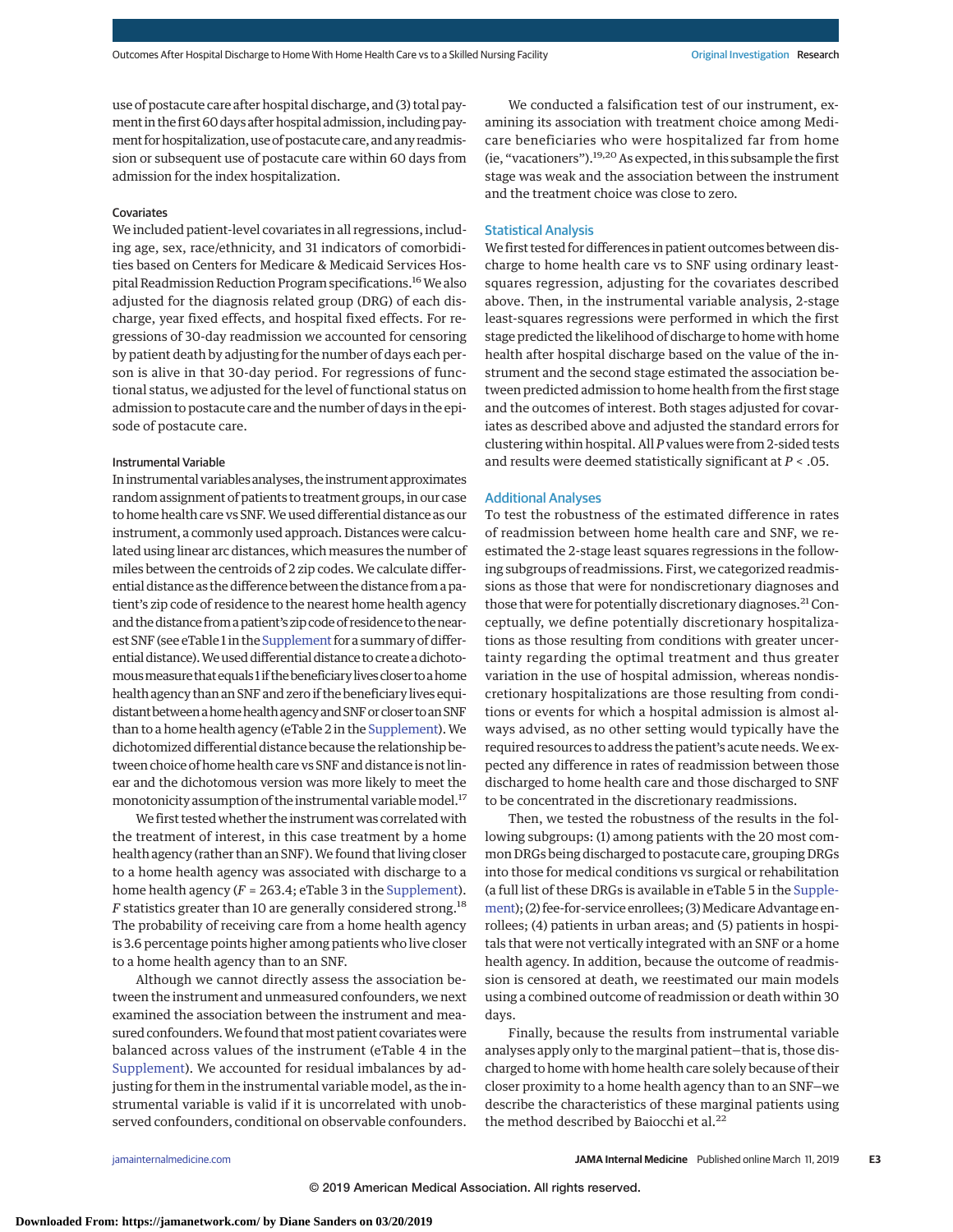use of postacute care after hospital discharge, and (3) total payment in the first 60 days after hospital admission, including payment for hospitalization, use of postacute care, and any readmission or subsequent use of postacute care within 60 days from admission for the index hospitalization.

#### Covariates

We included patient-level covariates in all regressions, including age, sex, race/ethnicity, and 31 indicators of comorbidities based on Centers for Medicare & Medicaid Services Hospital Readmission Reduction Program specifications.[16] We also adjusted for the diagnosis related group (DRG) of each discharge, year fixed effects, and hospital fixed effects. For regressions of 30-day readmission we accounted for censoring by patient death by adjusting for the number of days each person is alive in that 30-day period. For regressions of functional status, we adjusted for the level of functional status on admission to postacute care and the number of days in the episode of postacute care.

#### Instrumental Variable

In instrumental variables analyses, the instrument approximates random assignment of patients to treatment groups, in our case to home health care vs SNF. We used differential distance as our instrument, a commonly used approach. Distances were calculated using linear arc distances, which measures the number of miles between the centroids of 2 zip codes. We calculate differential distance as the difference between the distance from a patient's zip code of residence to the nearest home health agency and the distance from a patient's zip code of residence to the nearest SNF (see eTable 1 in the Supplement for a summary of differential distance). We used differential distance to create a dichotomous measure that equals 1 if the beneficiary lives closer to a home health agency than an SNF and zero if the beneficiary lives equidistant between a home health agency and SNF or closer to an SNF than to a home health agency (eTable 2 in the Supplement). We dichotomized differential distance because the relationship between choice of home health care vs SNF and distance is not linear and the dichotomous version was more likely to meet the monotonicity assumption of the instrumental variable model.[17]

We first tested whether the instrument was correlated with the treatment of interest, in this case treatment by a home health agency (rather than an SNF). We found that living closer to a home health agency was associated with discharge to a home health agency ($F$ = 263.4; eTable 3 in the Supplement). $F$ statistics greater than 10 are generally considered strong.[18] The probability of receiving care from a home health agency is 3.6 percentage points higher among patients who live closer to a home health agency than to an SNF.

Although we cannot directly assess the association between the instrument and unmeasured confounders, we next examined the association between the instrument and measured confounders. We found that most patient covariates were balanced across values of the instrument (eTable 4 in the Supplement). We accounted for residual imbalances by adjusting for them in the instrumental variable model, as the instrumental variable is valid if it is uncorrelated with unobserved confounders, conditional on observable confounders.

We conducted a falsification test of our instrument, examining its association with treatment choice among Medicare beneficiaries who were hospitalized far from home (ie, "vacationers").[19,20] As expected, in this subsample the first stage was weak and the association between the instrument and the treatment choice was close to zero.

### Statistical Analysis

We first tested for differences in patient outcomes between discharge to home health care vs to SNF using ordinary least-squares regression, adjusting for the covariates described above. Then, in the instrumental variable analysis, 2-stage least-squares regressions were performed in which the first stage predicted the likelihood of discharge to home with home health after hospital discharge based on the value of the instrument and the second stage estimated the association between predicted admission to home health from the first stage and the outcomes of interest. Both stages adjusted for covariates as described above and adjusted the standard errors for clustering within hospital. All $P$ values were from 2-sided tests and results were deemed statistically significant at $P < .05$.

### Additional Analyses

To test the robustness of the estimated difference in rates of readmission between home health care and SNF, we reestimated the 2-stage least squares regressions in the following subgroups of readmissions. First, we categorized readmissions as those that were for nondiscretionary diagnoses and those that were for potentially discretionary diagnoses.[21] Conceptually, we define potentially discretionary hospitalizations as those resulting from conditions with greater uncertainty regarding the optimal treatment and thus greater variation in the use of hospital admission, whereas nondiscretionary hospitalizations are those resulting from conditions or events for which a hospital admission is almost always advised, as no other setting would typically have the required resources to address the patient's acute needs. We expected any difference in rates of readmission between those discharged to home health care and those discharged to SNF to be concentrated in the discretionary readmissions.

Then, we tested the robustness of the results in the following subgroups: (1) among patients with the 20 most common DRGs being discharged to postacute care, grouping DRGs into those for medical conditions vs surgical or rehabilitation (a full list of these DRGs is available in eTable 5 in the Supplement); (2) fee-for-service enrollees; (3) Medicare Advantage enrollees; (4) patients in urban areas; and (5) patients in hospitals that were not vertically integrated with an SNF or a home health agency. In addition, because the outcome of readmission is censored at death, we reestimated our main models using a combined outcome of readmission or death within 30 days.

Finally, because the results from instrumental variable analyses apply only to the marginal patient—that is, those discharged to home with home health care solely because of their closer proximity to a home health agency than to an SNF—we describe the characteristics of these marginal patients using the method described by Baiocchi et al.[22]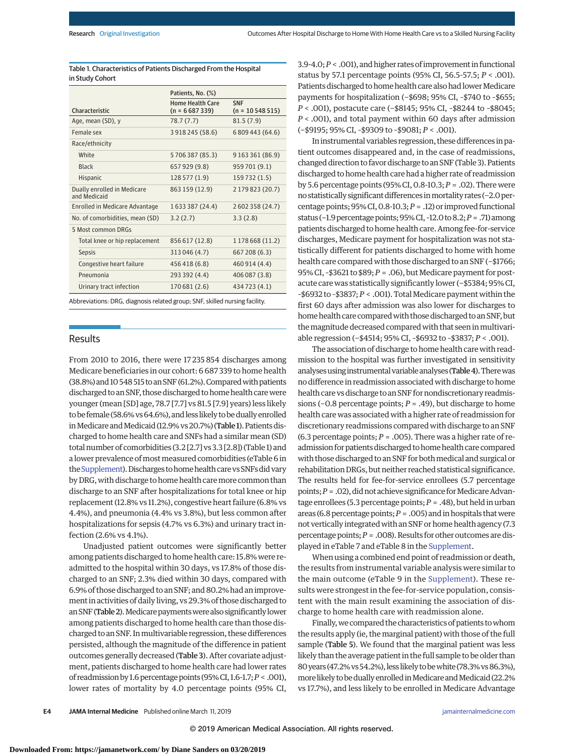Table 1. Characteristics of Patients Discharged From the Hospital in Study Cohort

| Characteristic | Patients, No. (%) | |
|---|---|---|
| | Home Health Care (n = 6 687 339) | SNF (n = 10 548 515) |
| Age, mean (SD), y | 78.7 (7.7) | 81.5 (7.9) |
| Female sex | 3 918 245 (58.6) | 6 809 443 (64.6) |
| Race/ethnicity | | |
| White | 5 706 387 (85.3) | 9 163 361 (86.9) |
| Black | 657 929 (9.8) | 959 701 (9.1) |
| Hispanic | 128 577 (1.9) | 159 732 (1.5) |
| Dually enrolled in Medicare and Medicaid | 863 159 (12.9) | 2 179 823 (20.7) |
| Enrolled in Medicare Advantage | 1 633 387 (24.4) | 2 602 358 (24.7) |
| No. of comorbidities, mean (SD) | 3.2 (2.7) | 3.3 (2.8) |
| 5 Most common DRGs | | |
| Total knee or hip replacement | 856 617 (12.8) | 1 178 668 (11.2) |
| Sepsis | 313 046 (4.7) | 667 208 (6.3) |
| Congestive heart failure | 456 418 (6.8) | 460 914 (4.4) |
| Pneumonia | 293 392 (4.4) | 406 087 (3.8) |
| Urinary tract infection | 170 681 (2.6) | 434 723 (4.1) |

Abbreviations: DRG, diagnosis related group; SNF, skilled nursing facility.

## Results

From 2010 to 2016, there were 17 235 854 discharges among Medicare beneficiaries in our cohort: 6 687 339 to home health (38.8%) and 10 548 515 to an SNF (61.2%). Compared with patients discharged to an SNF, those discharged to home health care were younger (mean [SD] age, 78.7 [7.7] vs 81.5 [7.9] years) less likely to be female (58.6% vs 64.6%), and less likely to be dually enrolled in Medicare and Medicaid (12.9% vs 20.7%) (Table 1). Patients discharged to home health care and SNFs had a similar mean (SD) total number of comorbidities (3.2 [2.7] vs 3.3 [2.8]) (Table 1) and a lower prevalence of most measured comorbidities (eTable 6 in the Supplement). Discharges to home health care vs SNFs did vary by DRG, with discharge to home health care more common than discharge to an SNF after hospitalizations for total knee or hip replacement (12.8% vs 11.2%), congestive heart failure (6.8% vs 4.4%), and pneumonia (4.4% vs 3.8%), but less common after hospitalizations for sepsis (4.7% vs 6.3%) and urinary tract infection (2.6% vs 4.1%).

Unadjusted patient outcomes were significantly better among patients discharged to home health care: 15.8% were readmitted to the hospital within 30 days, vs 17.8% of those discharged to an SNF; 2.3% died within 30 days, compared with 6.9% of those discharged to an SNF; and 80.2% had an improvement in activities of daily living, vs 29.3% of those discharged to an SNF (Table 2). Medicare payments were also significantly lower among patients discharged to home health care than those discharged to an SNF. In multivariable regression, these differences persisted, although the magnitude of the difference in patient outcomes generally decreased (Table 3). After covariate adjustment, patients discharged to home health care had lower rates of readmission by 1.6 percentage points (95% CI, 1.6-1.7; $P < .001$), lower rates of mortality by 4.0 percentage points (95% CI, 3.9-4.0; $P < .001$), and higher rates of improvement in functional status by 57.1 percentage points (95% CI, 56.5-57.5; $P < .001$). Patients discharged to home health care also had lower Medicare payments for hospitalization (−$698; 95% CI, -$740 to -$655; $P < .001$), postacute care (−$8145; 95% CI, -$8244 to -$8045; $P < .001$), and total payment within 60 days after admission (−$9195; 95% CI, -$9309 to -$9081; $P < .001$).

In instrumental variables regression, these differences in patient outcomes disappeared and, in the case of readmissions, changed direction to favor discharge to an SNF (Table 3). Patients discharged to home health care had a higher rate of readmission by 5.6 percentage points (95% CI, 0.8-10.3; $P = .02$). There were no statistically significant differences in mortality rates (−2.0 percentage points; 95% CI, 0.8-10.3; $P = .12$) or improved functional status (−1.9 percentage points; 95% CI, -12.0 to 8.2; $P = .71$) among patients discharged to home health care. Among fee-for-service discharges, Medicare payment for hospitalization was not statistically different for patients discharged to home with home health care compared with those discharged to an SNF (−$1766; 95% CI, -$3621 to $89; $P = .06$), but Medicare payment for postacute care was statistically significantly lower (−$5384; 95% CI, -$6932 to -$3837; $P < .001$). Total Medicare payment within the first 60 days after admission was also lower for discharges to home health care compared with those discharged to an SNF, but the magnitude decreased compared with that seen in multivariable regression (−$4514; 95% CI, -$6932 to -$3837; $P < .001$).

The association of discharge to home health care with readmission to the hospital was further investigated in sensitivity analyses using instrumental variable analyses (Table 4). There was no difference in readmission associated with discharge to home health care vs discharge to an SNF for nondiscretionary readmissions (−0.8 percentage points; $P = .49$), but discharge to home health care was associated with a higher rate of readmission for discretionary readmissions compared with discharge to an SNF (6.3 percentage points; $P = .005$). There was a higher rate of readmission for patients discharged to home health care compared with those discharged to an SNF for both medical and surgical or rehabilitation DRGs, but neither reached statistical significance. The results held for fee-for-service enrollees (5.7 percentage points; $P = .02$), did not achieve significance for Medicare Advantage enrollees (5.3 percentage points; $P = .48$), but held in urban areas (6.8 percentage points; $P = .005$) and in hospitals that were not vertically integrated with an SNF or home health agency (7.3 percentage points; $P = .008$). Results for other outcomes are displayed in eTable 7 and eTable 8 in the Supplement.

When using a combined end point of readmission or death, the results from instrumental variable analysis were similar to the main outcome (eTable 9 in the Supplement). These results were strongest in the fee-for-service population, consistent with the main result examining the association of discharge to home health care with readmission alone.

Finally, we compared the characteristics of patients to whom the results apply (ie, the marginal patient) with those of the full sample (Table 5). We found that the marginal patient was less likely than the average patient in the full sample to be older than 80 years (47.2% vs 54.2%), less likely to be white (78.3% vs 86.3%), more likely to be dually enrolled in Medicare and Medicaid (22.2% vs 17.7%), and less likely to be enrolled in Medicare Advantage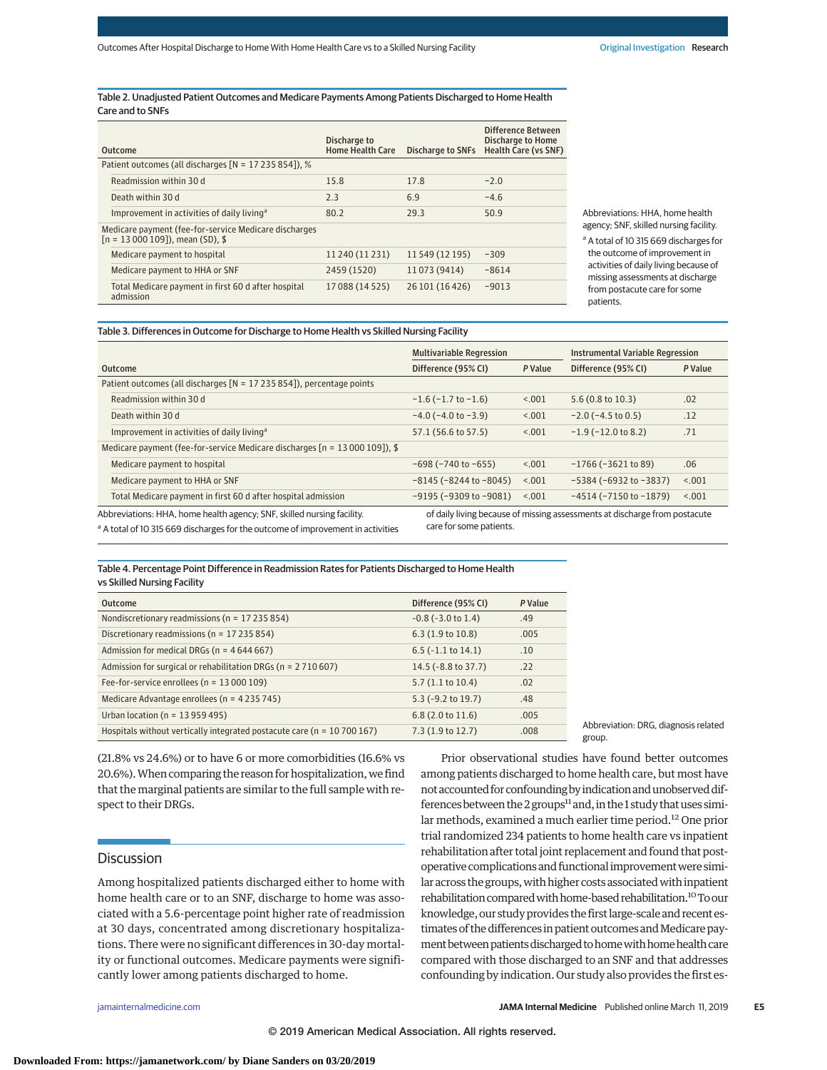Table 2. Unadjusted Patient Outcomes and Medicare Payments Among Patients Discharged to Home Health Care and to SNFs

| Outcome | Discharge to Home Health Care | Discharge to SNFs | Difference Between Discharge to Home Health Care (vs SNF) |
|---|---|---|---|
| Patient outcomes (all discharges [N = 17 235 854]), % | | | |
| Readmission within 30 d | 15.8 | 17.8 | −2.0 |
| Death within 30 d | 2.3 | 6.9 | −4.6 |
| Improvement in activities of daily living[a] | 80.2 | 29.3 | 50.9 |
| Medicare payment (fee-for-service Medicare discharges [n = 13 000 109]), mean (SD), $ | | | |
| Medicare payment to hospital | 11 240 (11 231) | 11 549 (12 195) | −309 |
| Medicare payment to HHA or SNF | 2459 (1520) | 11 073 (9414) | −8614 |
| Total Medicare payment in first 60 d after hospital admission | 17 088 (14 525) | 26 101 (16 426) | −9013 |

Abbreviations: HHA, home health agency; SNF, skilled nursing facility.

[a] A total of 10 315 669 discharges for the outcome of improvement in activities of daily living because of missing assessments at discharge from postacute care for some patients.

Table 3. Differences in Outcome for Discharge to Home Health vs Skilled Nursing Facility

| Outcome | Multivariable Regression | | Instrumental Variable Regression | |
|---|---|---|---|---|
| | Difference (95% CI) | *P* Value | Difference (95% CI) | *P* Value |
| Patient outcomes (all discharges [N = 17 235 854]), percentage points | | | | |
| Readmission within 30 d | −1.6 (−1.7 to −1.6) | <.001 | 5.6 (0.8 to 10.3) | .02 |
| Death within 30 d | −4.0 (−4.0 to −3.9) | <.001 | −2.0 (−4.5 to 0.5) | .12 |
| Improvement in activities of daily living[a] | 57.1 (56.6 to 57.5) | <.001 | −1.9 (−12.0 to 8.2) | .71 |
| Medicare payment (fee-for-service Medicare discharges [n = 13 000 109]), $ | | | | |
| Medicare payment to hospital | −698 (−740 to −655) | <.001 | −1766 (−3621 to 89) | .06 |
| Medicare payment to HHA or SNF | −8145 (−8244 to −8045) | <.001 | −5384 (−6932 to −3837) | <.001 |
| Total Medicare payment in first 60 d after hospital admission | −9195 (−9309 to −9081) | <.001 | −4514 (−7150 to −1879) | <.001 |

Abbreviations: HHA, home health agency; SNF, skilled nursing facility.

[a] A total of 10 315 669 discharges for the outcome of improvement in activities of daily living because of missing assessments at discharge from postacute care for some patients.

Table 4. Percentage Point Difference in Readmission Rates for Patients Discharged to Home Health vs Skilled Nursing Facility

| Outcome | Difference (95% CI) | *P* Value |
|---|---|---|
| Nondiscretionary readmissions (n = 17 235 854) | -0.8 (-3.0 to 1.4) | .49 |
| Discretionary readmissions (n = 17 235 854) | 6.3 (1.9 to 10.8) | .005 |
| Admission for medical DRGs (n = 4 644 667) | 6.5 (-1.1 to 14.1) | .10 |
| Admission for surgical or rehabilitation DRGs (n = 2 710 607) | 14.5 (-8.8 to 37.7) | .22 |
| Fee-for-service enrollees (n = 13 000 109) | 5.7 (1.1 to 10.4) | .02 |
| Medicare Advantage enrollees (n = 4 235 745) | 5.3 (-9.2 to 19.7) | .48 |
| Urban location (n = 13 959 495) | 6.8 (2.0 to 11.6) | .005 |
| Hospitals without vertically integrated postacute care (n = 10 700 167) | 7.3 (1.9 to 12.7) | .008 |

Abbreviation: DRG, diagnosis related group.

(21.8% vs 24.6%) or to have 6 or more comorbidities (16.6% vs 20.6%). When comparing the reason for hospitalization, we find that the marginal patients are similar to the full sample with respect to their DRGs.

## Discussion

Among hospitalized patients discharged either to home with home health care or to an SNF, discharge to home was associated with a 5.6-percentage point higher rate of readmission at 30 days, concentrated among discretionary hospitalizations. There were no significant differences in 30-day mortality or functional outcomes. Medicare payments were significantly lower among patients discharged to home.

Prior observational studies have found better outcomes among patients discharged to home health care, but most have not accounted for confounding by indication and unobserved differences between the 2 groups[11] and, in the 1 study that uses similar methods, examined a much earlier time period.[12] One prior trial randomized 234 patients to home health care vs inpatient rehabilitation after total joint replacement and found that postoperative complications and functional improvement were similar across the groups, with higher costs associated with inpatient rehabilitation compared with home-based rehabilitation.[10] To our knowledge, our study provides the first large-scale and recent estimates of the differences in patient outcomes and Medicare payment between patients discharged to home with home health care compared with those discharged to an SNF and that addresses confounding by indication. Our study also provides the first es-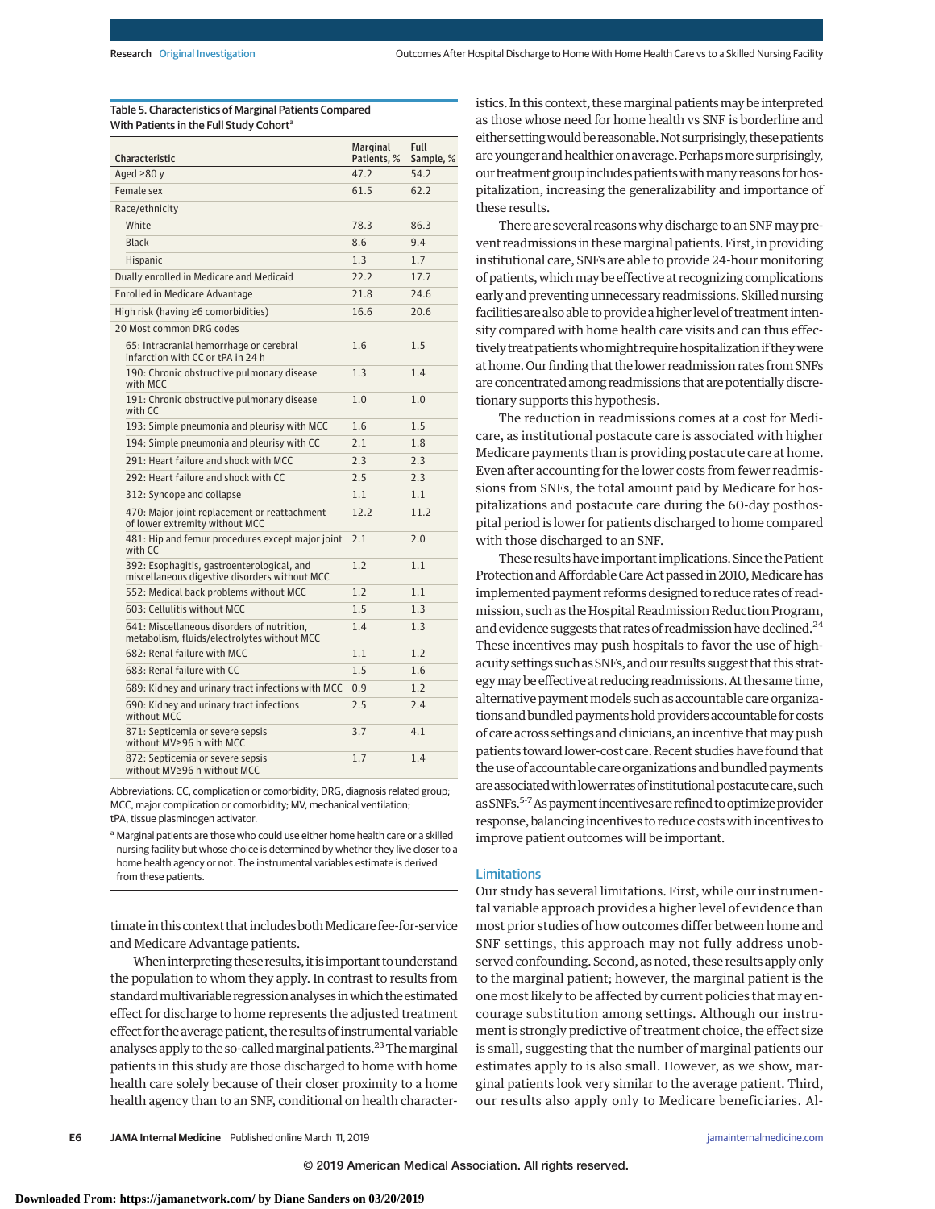Table 5. Characteristics of Marginal Patients Compared With Patients in the Full Study Cohort[a]

| Characteristic | Marginal Patients, % | Full Sample, % |
|---|---|---|
| Aged ≥80 y | 47.2 | 54.2 |
| Female sex | 61.5 | 62.2 |
| Race/ethnicity | | |
| White | 78.3 | 86.3 |
| Black | 8.6 | 9.4 |
| Hispanic | 1.3 | 1.7 |
| Dually enrolled in Medicare and Medicaid | 22.2 | 17.7 |
| Enrolled in Medicare Advantage | 21.8 | 24.6 |
| High risk (having ≥6 comorbidities) | 16.6 | 20.6 |
| 20 Most common DRG codes | | |
| 65: Intracranial hemorrhage or cerebral infarction with CC or tPA in 24 h | 1.6 | 1.5 |
| 190: Chronic obstructive pulmonary disease with MCC | 1.3 | 1.4 |
| 191: Chronic obstructive pulmonary disease with CC | 1.0 | 1.0 |
| 193: Simple pneumonia and pleurisy with MCC | 1.6 | 1.5 |
| 194: Simple pneumonia and pleurisy with CC | 2.1 | 1.8 |
| 291: Heart failure and shock with MCC | 2.3 | 2.3 |
| 292: Heart failure and shock with CC | 2.5 | 2.3 |
| 312: Syncope and collapse | 1.1 | 1.1 |
| 470: Major joint replacement or reattachment of lower extremity without MCC | 12.2 | 11.2 |
| 481: Hip and femur procedures except major joint with CC | 2.1 | 2.0 |
| 392: Esophagitis, gastroenterological, and miscellaneous digestive disorders without MCC | 1.2 | 1.1 |
| 552: Medical back problems without MCC | 1.2 | 1.1 |
| 603: Cellulitis without MCC | 1.5 | 1.3 |
| 641: Miscellaneous disorders of nutrition, metabolism, fluids/electrolytes without MCC | 1.4 | 1.3 |
| 682: Renal failure with MCC | 1.1 | 1.2 |
| 683: Renal failure with CC | 1.5 | 1.6 |
| 689: Kidney and urinary tract infections with MCC | 0.9 | 1.2 |
| 690: Kidney and urinary tract infections without MCC | 2.5 | 2.4 |
| 871: Septicemia or severe sepsis without MV≥96 h with MCC | 3.7 | 4.1 |
| 872: Septicemia or severe sepsis without MV≥96 h without MCC | 1.7 | 1.4 |

Abbreviations: CC, complication or comorbidity; DRG, diagnosis related group; MCC, major complication or comorbidity; MV, mechanical ventilation; tPA, tissue plasminogen activator.

[a] Marginal patients are those who could use either home health care or a skilled nursing facility but whose choice is determined by whether they live closer to a home health agency or not. The instrumental variables estimate is derived from these patients.

timate in this context that includes both Medicare fee-for-service and Medicare Advantage patients.

When interpreting these results, it is important to understand the population to whom they apply. In contrast to results from standard multivariable regression analyses in which the estimated effect for discharge to home represents the adjusted treatment effect for the average patient, the results of instrumental variable analyses apply to the so-called marginal patients.[23] The marginal patients in this study are those discharged to home with home health care solely because of their closer proximity to a home health agency than to an SNF, conditional on health characteristics. In this context, these marginal patients may be interpreted as those whose need for home health vs SNF is borderline and either setting would be reasonable. Not surprisingly, these patients are younger and healthier on average. Perhaps more surprisingly, our treatment group includes patients with many reasons for hospitalization, increasing the generalizability and importance of these results.

There are several reasons why discharge to an SNF may prevent readmissions in these marginal patients. First, in providing institutional care, SNFs are able to provide 24-hour monitoring of patients, which may be effective at recognizing complications early and preventing unnecessary readmissions. Skilled nursing facilities are also able to provide a higher level of treatment intensity compared with home health care visits and can thus effectively treat patients who might require hospitalization if they were at home. Our finding that the lower readmission rates from SNFs are concentrated among readmissions that are potentially discretionary supports this hypothesis.

The reduction in readmissions comes at a cost for Medicare, as institutional postacute care is associated with higher Medicare payments than is providing postacute care at home. Even after accounting for the lower costs from fewer readmissions from SNFs, the total amount paid by Medicare for hospitalizations and postacute care during the 60-day posthospital period is lower for patients discharged to home compared with those discharged to an SNF.

These results have important implications. Since the Patient Protection and Affordable Care Act passed in 2010, Medicare has implemented payment reforms designed to reduce rates of readmission, such as the Hospital Readmission Reduction Program, and evidence suggests that rates of readmission have declined.[24] These incentives may push hospitals to favor the use of high-acuity settings such as SNFs, and our results suggest that this strategy may be effective at reducing readmissions. At the same time, alternative payment models such as accountable care organizations and bundled payments hold providers accountable for costs of care across settings and clinicians, an incentive that may push patients toward lower-cost care. Recent studies have found that the use of accountable care organizations and bundled payments are associated with lower rates of institutional postacute care, such as SNFs.[5-7] As payment incentives are refined to optimize provider response, balancing incentives to reduce costs with incentives to improve patient outcomes will be important.

## Limitations

Our study has several limitations. First, while our instrumental variable approach provides a higher level of evidence than most prior studies of how outcomes differ between home and SNF settings, this approach may not fully address unobserved confounding. Second, as noted, these results apply only to the marginal patient; however, the marginal patient is the one most likely to be affected by current policies that may encourage substitution among settings. Although our instrument is strongly predictive of treatment choice, the effect size is small, suggesting that the number of marginal patients our estimates apply to is also small. However, as we show, marginal patients look very similar to the average patient. Third, our results also apply only to Medicare beneficiaries. Al-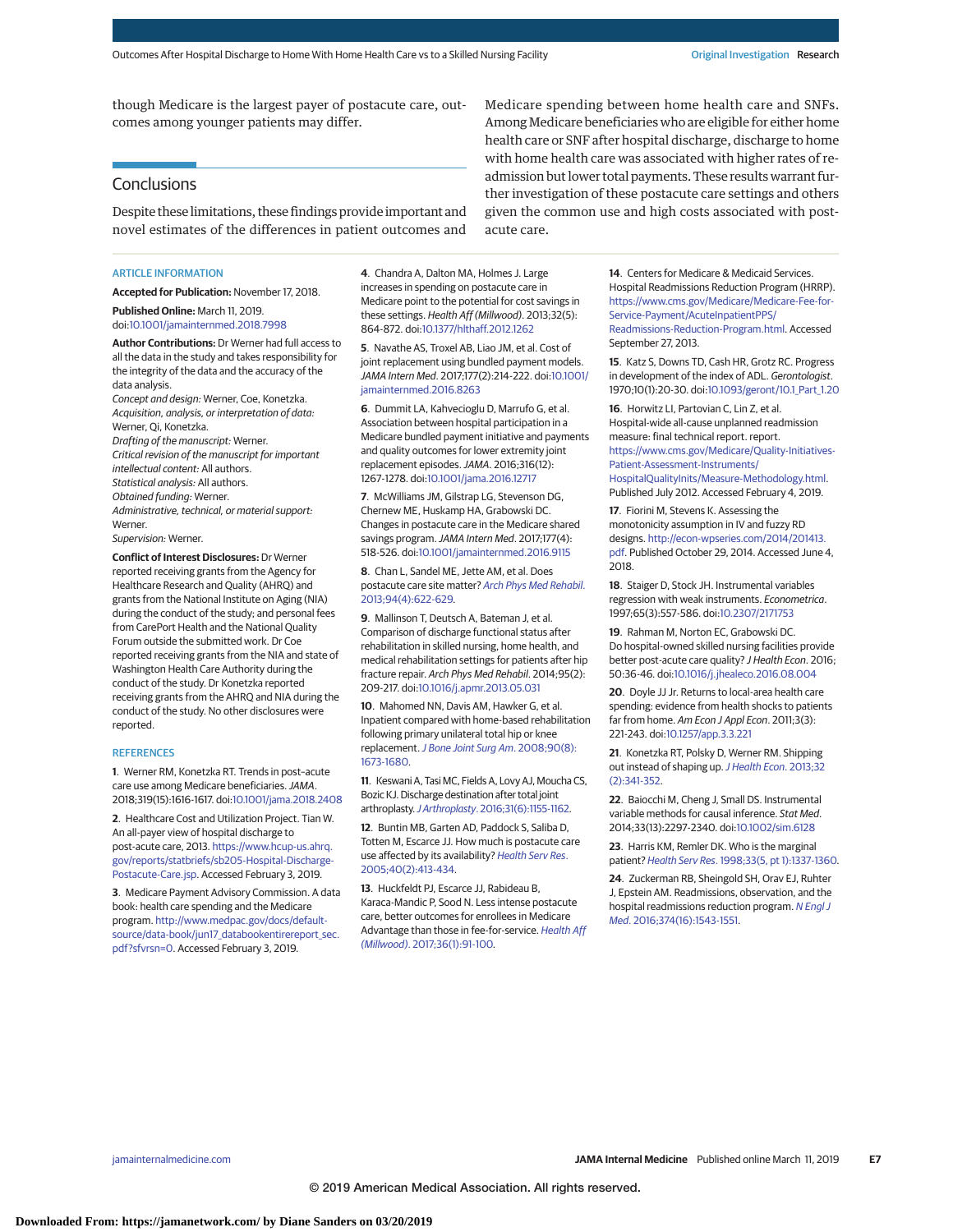though Medicare is the largest payer of postacute care, outcomes among younger patients may differ.

## Conclusions

Despite these limitations, these findings provide important and novel estimates of the differences in patient outcomes and Medicare spending between home health care and SNFs. Among Medicare beneficiaries who are eligible for either home health care or SNF after hospital discharge, discharge to home with home health care was associated with higher rates of readmission but lower total payments. These results warrant further investigation of these postacute care settings and others given the common use and high costs associated with postacute care.

### ARTICLE INFORMATION

**Accepted for Publication:** November 17, 2018.

**Published Online:** March 11, 2019. doi:10.1001/jamainternmed.2018.7998

**Author Contributions:** Dr Werner had full access to all the data in the study and takes responsibility for the integrity of the data and the accuracy of the data analysis.
*Concept and design:* Werner, Coe, Konetzka.
*Acquisition, analysis, or interpretation of data:* Werner, Qi, Konetzka.
*Drafting of the manuscript:* Werner.
*Critical revision of the manuscript for important intellectual content:* All authors.
*Statistical analysis:* All authors.
*Obtained funding:* Werner.
*Administrative, technical, or material support:* Werner.
*Supervision:* Werner.

**Conflict of Interest Disclosures:** Dr Werner reported receiving grants from the Agency for Healthcare Research and Quality (AHRQ) and grants from the National Institute on Aging (NIA) during the conduct of the study; and personal fees from CarePort Health and the National Quality Forum outside the submitted work. Dr Coe reported receiving grants from the NIA and state of Washington Health Care Authority during the conduct of the study. Dr Konetzka reported receiving grants from the AHRQ and NIA during the conduct of the study. No other disclosures were reported.

### REFERENCES

1. Werner RM, Konetzka RT. Trends in post–acute care use among Medicare beneficiaries. *JAMA*. 2018;319(15):1616-1617. doi:10.1001/jama.2018.2408

2. Healthcare Cost and Utilization Project. Tian W. An all-payer view of hospital discharge to post-acute care, 2013. https://www.hcup-us.ahrq.gov/reports/statbriefs/sb205-Hospital-Discharge-Postacute-Care.jsp. Accessed February 3, 2019.

3. Medicare Payment Advisory Commission. A data book: health care spending and the Medicare program. http://www.medpac.gov/docs/default-source/data-book/jun17_databookentirereport_sec.pdf?sfvrsn=0. Accessed February 3, 2019.

4. Chandra A, Dalton MA, Holmes J. Large increases in spending on postacute care in Medicare point to the potential for cost savings in these settings. *Health Aff (Millwood)*. 2013;32(5):864-872. doi:10.1377/hlthaff.2012.1262

5. Navathe AS, Troxel AB, Liao JM, et al. Cost of joint replacement using bundled payment models. *JAMA Intern Med*. 2017;177(2):214-222. doi:10.1001/jamainternmed.2016.8263

6. Dummit LA, Kahvecioglu D, Marrufo G, et al. Association between hospital participation in a Medicare bundled payment initiative and payments and quality outcomes for lower extremity joint replacement episodes. *JAMA*. 2016;316(12):1267-1278. doi:10.1001/jama.2016.12717

7. McWilliams JM, Gilstrap LG, Stevenson DG, Chernew ME, Huskamp HA, Grabowski DC. Changes in postacute care in the Medicare shared savings program. *JAMA Intern Med*. 2017;177(4):518-526. doi:10.1001/jamainternmed.2016.9115

8. Chan L, Sandel ME, Jette AM, et al. Does postacute care site matter? *Arch Phys Med Rehabil*. 2013;94(4):622-629.

9. Mallinson T, Deutsch A, Bateman J, et al. Comparison of discharge functional status after rehabilitation in skilled nursing, home health, and medical rehabilitation settings for patients after hip fracture repair. *Arch Phys Med Rehabil*. 2014;95(2):209-217. doi:10.1016/j.apmr.2013.05.031

10. Mahomed NN, Davis AM, Hawker G, et al. Inpatient compared with home-based rehabilitation following primary unilateral total hip or knee replacement. *J Bone Joint Surg Am*. 2008;90(8):1673-1680.

11. Keswani A, Tasi MC, Fields A, Lovy AJ, Moucha CS, Bozic KJ. Discharge destination after total joint arthroplasty. *J Arthroplasty*. 2016;31(6):1155-1162.

12. Buntin MB, Garten AD, Paddock S, Saliba D, Totten M, Escarce JJ. How much is postacute care use affected by its availability? *Health Serv Res*. 2005;40(2):413-434.

13. Huckfeldt PJ, Escarce JJ, Rabideau B, Karaca-Mandic P, Sood N. Less intense postacute care, better outcomes for enrollees in Medicare Advantage than those in fee-for-service. *Health Aff (Millwood)*. 2017;36(1):91-100.

14. Centers for Medicare & Medicaid Services. Hospital Readmissions Reduction Program (HRRP). https://www.cms.gov/Medicare/Medicare-Fee-for-Service-Payment/AcuteInpatientPPS/Readmissions-Reduction-Program.html. Accessed September 27, 2013.

15. Katz S, Downs TD, Cash HR, Grotz RC. Progress in development of the index of ADL. *Gerontologist*. 1970;10(1):20-30. doi:10.1093/geront/10.1_Part_1.20

16. Horwitz LI, Partovian C, Lin Z, et al. Hospital-wide all-cause unplanned readmission measure: final technical report. report. https://www.cms.gov/Medicare/Quality-Initiatives-Patient-Assessment-Instruments/HospitalQualityInits/Measure-Methodology.html. Published July 2012. Accessed February 4, 2019.

17. Fiorini M, Stevens K. Assessing the monotonicity assumption in IV and fuzzy RD designs. http://econ-wpseries.com/2014/201413.pdf. Published October 29, 2014. Accessed June 4, 2018.

18. Staiger D, Stock JH. Instrumental variables regression with weak instruments. *Econometrica*. 1997;65(3):557-586. doi:10.2307/2171753

19. Rahman M, Norton EC, Grabowski DC. Do hospital-owned skilled nursing facilities provide better post-acute care quality? *J Health Econ*. 2016;50:36-46. doi:10.1016/j.jhealeco.2016.08.004

20. Doyle JJ Jr. Returns to local-area health care spending: evidence from health shocks to patients far from home. *Am Econ J Appl Econ*. 2011;3(3):221-243. doi:10.1257/app.3.3.221

21. Konetzka RT, Polsky D, Werner RM. Shipping out instead of shaping up. *J Health Econ*. 2013;32(2):341-352.

22. Baiocchi M, Cheng J, Small DS. Instrumental variable methods for causal inference. *Stat Med*. 2014;33(13):2297-2340. doi:10.1002/sim.6128

23. Harris KM, Remler DK. Who is the marginal patient? *Health Serv Res*. 1998;33(5, pt 1):1337-1360.

24. Zuckerman RB, Sheingold SH, Orav EJ, Ruhter J, Epstein AM. Readmissions, observation, and the hospital readmissions reduction program. *N Engl J Med*. 2016;374(16):1543-1551.